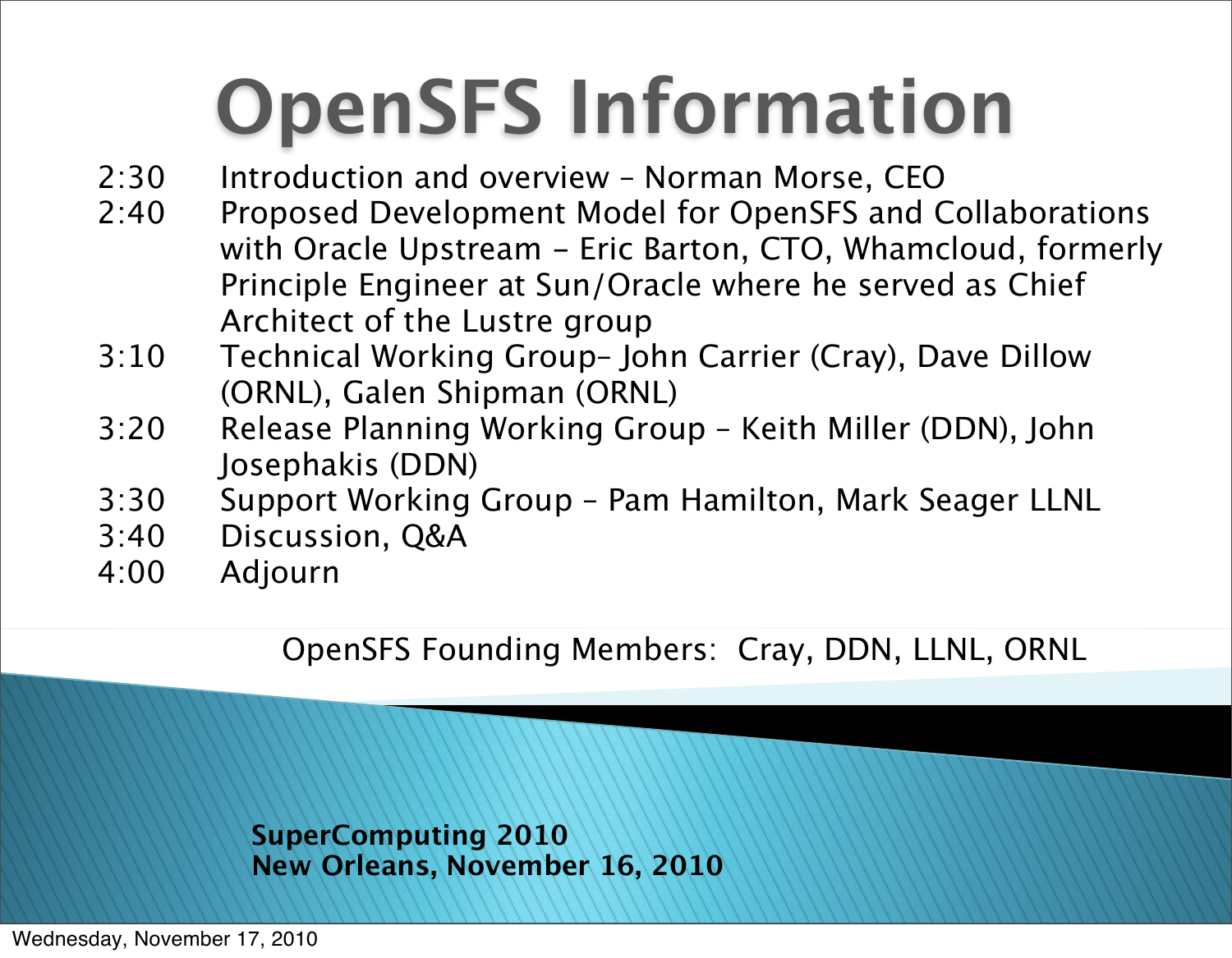# OpenSFS Information

| | |
|---|---|
| 2:30 | Introduction and overview – Norman Morse, CEO |
| 2:40 | Proposed Development Model for OpenSFS and Collaborations with Oracle Upstream - Eric Barton, CTO, Whamcloud, formerly Principle Engineer at Sun/Oracle where he served as Chief Architect of the Lustre group |
| 3:10 | Technical Working Group– John Carrier (Cray), Dave Dillow (ORNL), Galen Shipman (ORNL) |
| 3:20 | Release Planning Working Group – Keith Miller (DDN), John Josephakis (DDN) |
| 3:30 | Support Working Group – Pam Hamilton, Mark Seager LLNL |
| 3:40 | Discussion, Q&A |
| 4:00 | Adjourn |

OpenSFS Founding Members: Cray, DDN, LLNL, ORNL

**SuperComputing 2010**
**New Orleans, November 16, 2010**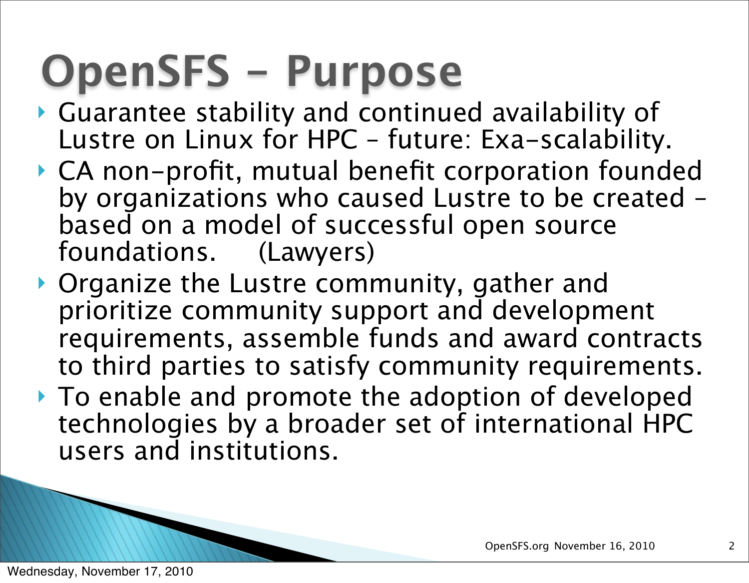# OpenSFS – Purpose

- Guarantee stability and continued availability of Lustre on Linux for HPC – future: Exa-scalability.
- CA non-profit, mutual benefit corporation founded by organizations who caused Lustre to be created – based on a model of successful open source foundations. (Lawyers)
- Organize the Lustre community, gather and prioritize community support and development requirements, assemble funds and award contracts to third parties to satisfy community requirements.
- To enable and promote the adoption of developed technologies by a broader set of international HPC users and institutions.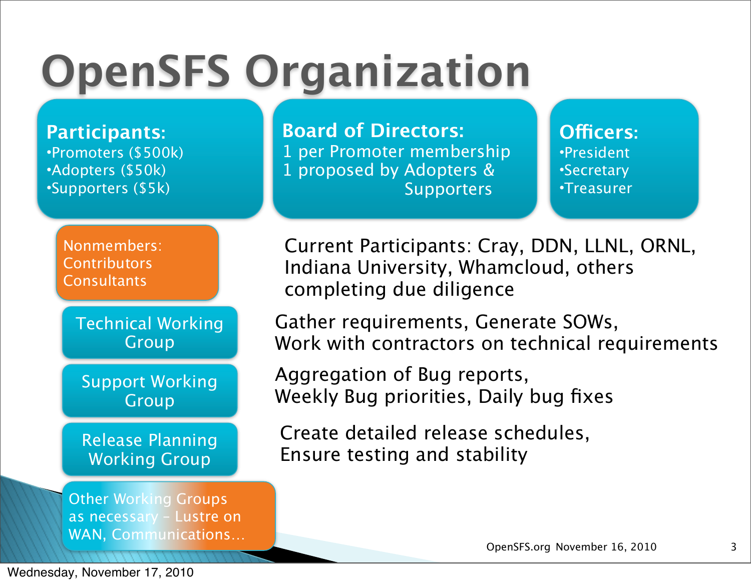# OpenSFS Organization

**Participants:**
- Promoters ($500k)
- Adopters ($50k)
- Supporters ($5k)

**Board of Directors:**
1 per Promoter membership
1 proposed by Adopters & Supporters

**Officers:**
- President
- Secretary
- Treasurer

Nonmembers:
Contributors
Consultants

Current Participants: Cray, DDN, LLNL, ORNL, Indiana University, Whamcloud, others completing due diligence

**Technical Working Group** — Gather requirements, Generate SOWs, Work with contractors on technical requirements

**Support Working Group** — Aggregation of Bug reports, Weekly Bug priorities, Daily bug fixes

**Release Planning Working Group** — Create detailed release schedules, Ensure testing and stability

Other Working Groups as necessary – Lustre on WAN, Communications…

OpenSFS.org November 16, 2010

Wednesday, November 17, 2010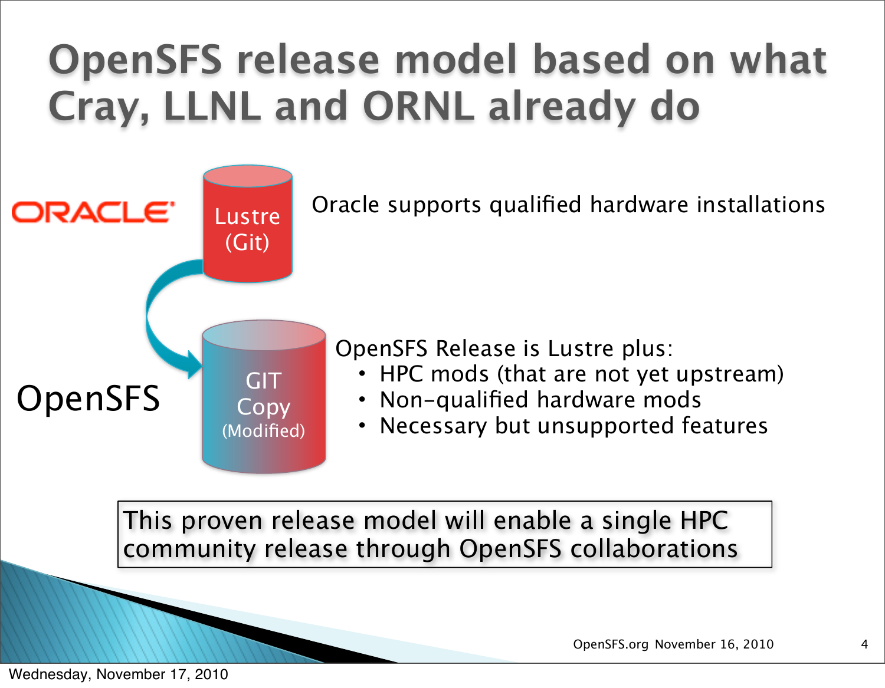# OpenSFS release model based on what Cray, LLNL and ORNL already do

ORACLE

Lustre (Git)

Oracle supports qualified hardware installations

OpenSFS

GIT Copy (Modified)

OpenSFS Release is Lustre plus:

- HPC mods (that are not yet upstream)
- Non-qualified hardware mods
- Necessary but unsupported features

This proven release model will enable a single HPC community release through OpenSFS collaborations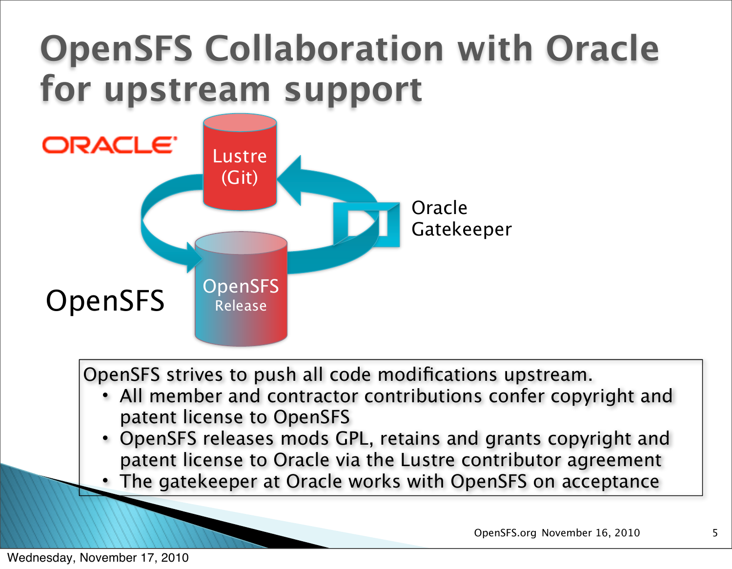# OpenSFS Collaboration with Oracle for upstream support

ORACLE

Lustre (Git)

Oracle Gatekeeper

OpenSFS

OpenSFS Release

OpenSFS strives to push all code modifications upstream.

- All member and contractor contributions confer copyright and patent license to OpenSFS
- OpenSFS releases mods GPL, retains and grants copyright and patent license to Oracle via the Lustre contributor agreement
- The gatekeeper at Oracle works with OpenSFS on acceptance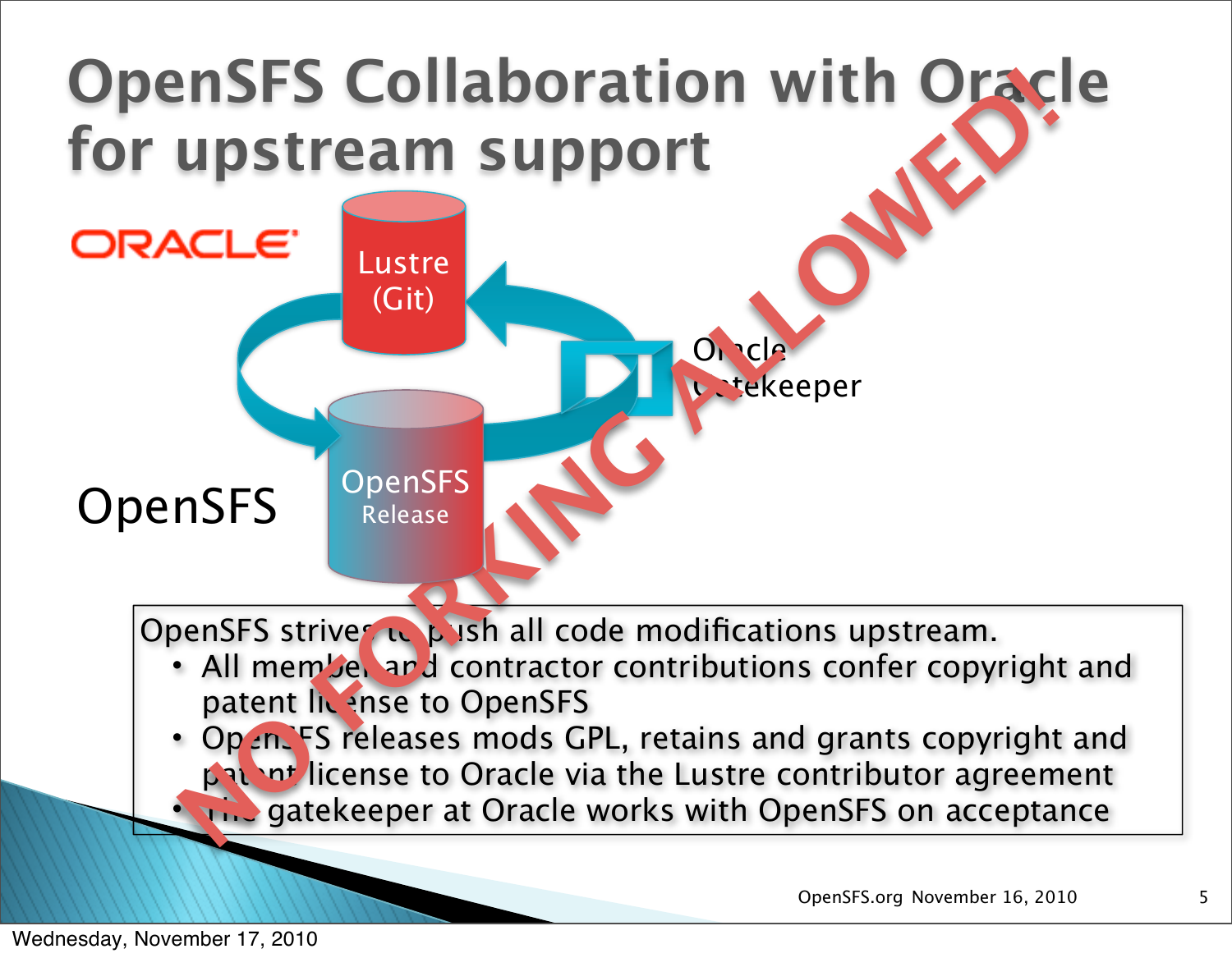# OpenSFS Collaboration with Oracle for upstream support

ORACLE

Lustre (Git)

Oracle Gatekeeper

OpenSFS

OpenSFS Release

NO FORKING ALLOWED!

OpenSFS strives to push all code modifications upstream.

- All member and contractor contributions confer copyright and patent license to OpenSFS
- OpenSFS releases mods GPL, retains and grants copyright and patent license to Oracle via the Lustre contributor agreement
- The gatekeeper at Oracle works with OpenSFS on acceptance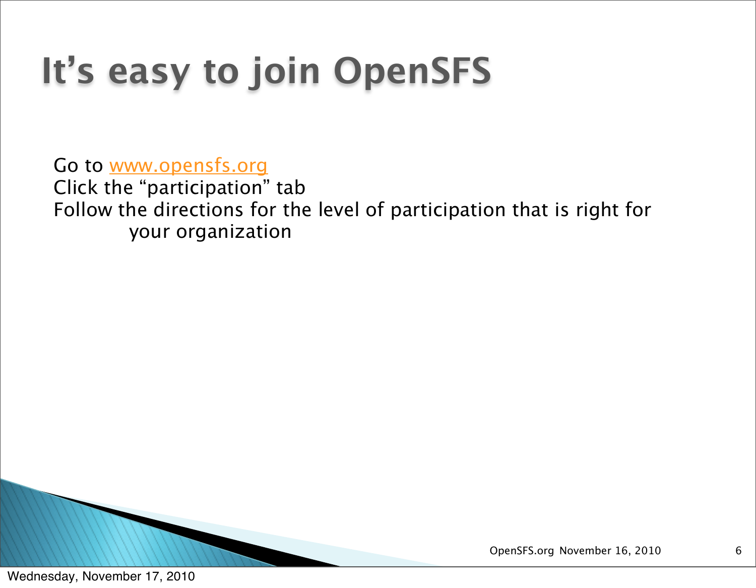# It's easy to join OpenSFS

Go to [www.opensfs.org](http://www.opensfs.org)
Click the "participation" tab
Follow the directions for the level of participation that is right for your organization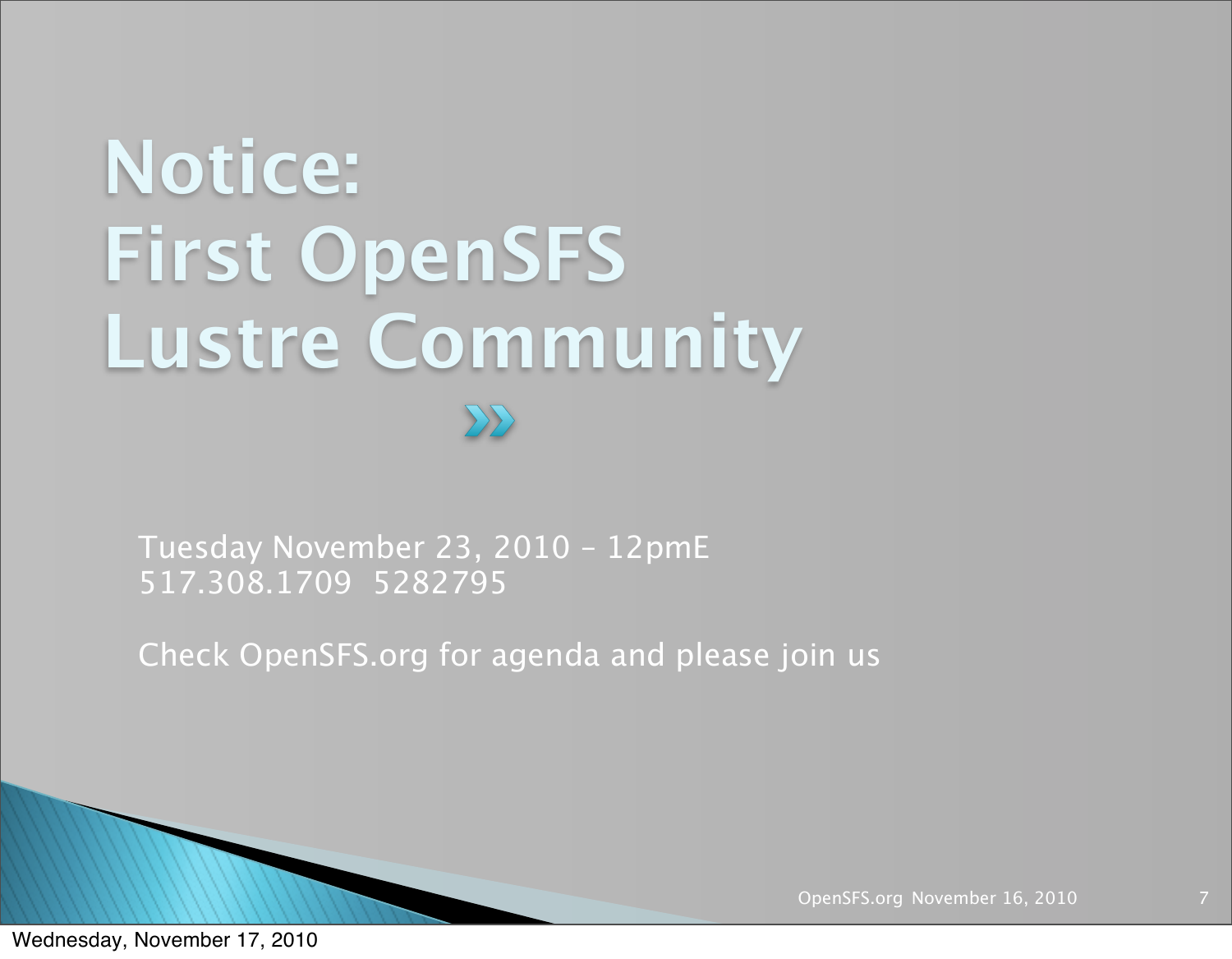# Notice:
# First OpenSFS Lustre Community

Tuesday November 23, 2010 – 12pmE
517.308.1709 5282795

Check OpenSFS.org for agenda and please join us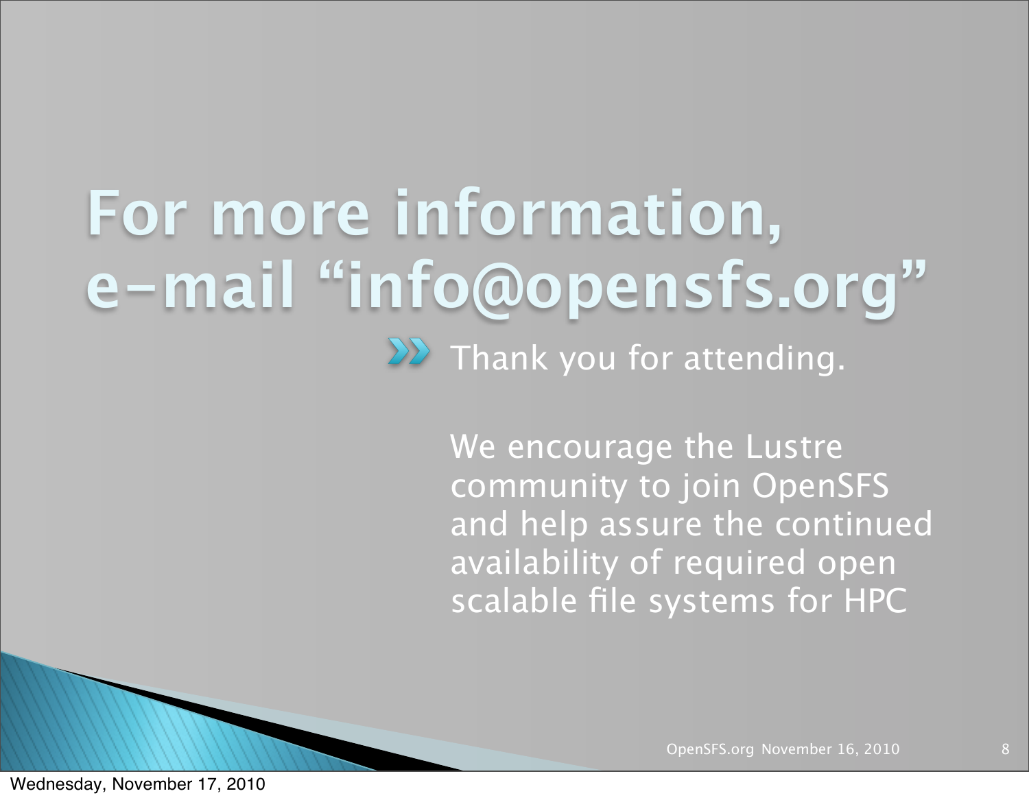# For more information, e-mail "info@opensfs.org"

- Thank you for attending.

  We encourage the Lustre community to join OpenSFS and help assure the continued availability of required open scalable file systems for HPC